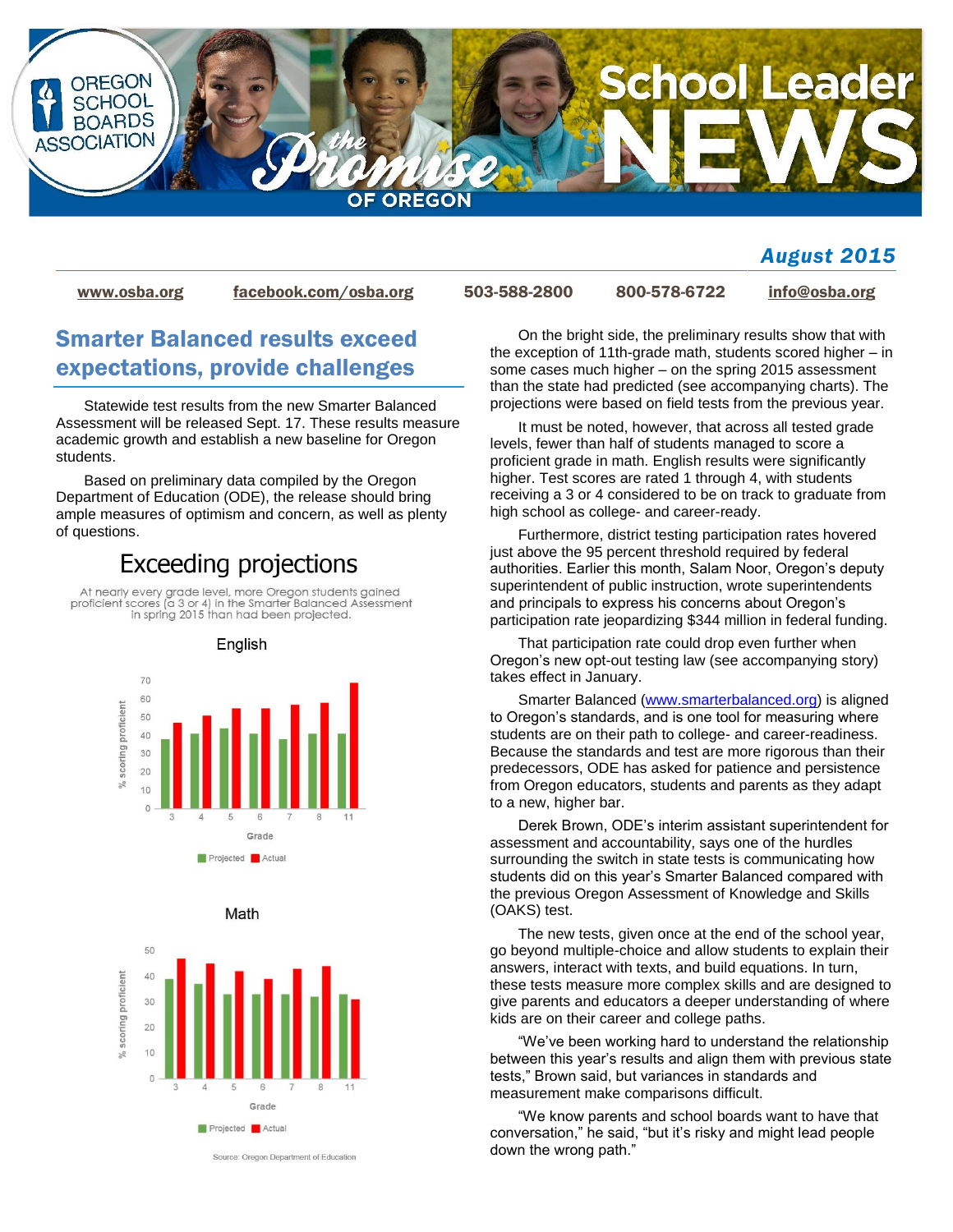# School Leader NEWS

Oregon School Boards Association — the Promise of Oregon

## August 2015

www.osba.org | facebook.com/osba.org | 503-588-2800 | 800-578-6722 | info@osba.org

## Smarter Balanced results exceed expectations, provide challenges

Statewide test results from the new Smarter Balanced Assessment will be released Sept. 17. These results measure academic growth and establish a new baseline for Oregon students.

Based on preliminary data compiled by the Oregon Department of Education (ODE), the release should bring ample measures of optimism and concern, as well as plenty of questions.

### Exceeding projections

At nearly every grade level, more Oregon students gained proficient scores (a 3 or 4) in the Smarter Balanced Assessment in spring 2015 than had been projected.

English

Math

Source: Oregon Department of Education

On the bright side, the preliminary results show that with the exception of 11th-grade math, students scored higher – in some cases much higher – on the spring 2015 assessment than the state had predicted (see accompanying charts). The projections were based on field tests from the previous year.

It must be noted, however, that across all tested grade levels, fewer than half of students managed to score a proficient grade in math. English results were significantly higher. Test scores are rated 1 through 4, with students receiving a 3 or 4 considered to be on track to graduate from high school as college- and career-ready.

Furthermore, district testing participation rates hovered just above the 95 percent threshold required by federal authorities. Earlier this month, Salam Noor, Oregon's deputy superintendent of public instruction, wrote superintendents and principals to express his concerns about Oregon's participation rate jeopardizing $344 million in federal funding.

That participation rate could drop even further when Oregon's new opt-out testing law (see accompanying story) takes effect in January.

Smarter Balanced (www.smarterbalanced.org) is aligned to Oregon's standards, and is one tool for measuring where students are on their path to college- and career-readiness. Because the standards and test are more rigorous than their predecessors, ODE has asked for patience and persistence from Oregon educators, students and parents as they adapt to a new, higher bar.

Derek Brown, ODE's interim assistant superintendent for assessment and accountability, says one of the hurdles surrounding the switch in state tests is communicating how students did on this year's Smarter Balanced compared with the previous Oregon Assessment of Knowledge and Skills (OAKS) test.

The new tests, given once at the end of the school year, go beyond multiple-choice and allow students to explain their answers, interact with texts, and build equations. In turn, these tests measure more complex skills and are designed to give parents and educators a deeper understanding of where kids are on their career and college paths.

"We've been working hard to understand the relationship between this year's results and align them with previous state tests," Brown said, but variances in standards and measurement make comparisons difficult.

"We know parents and school boards want to have that conversation," he said, "but it's risky and might lead people down the wrong path."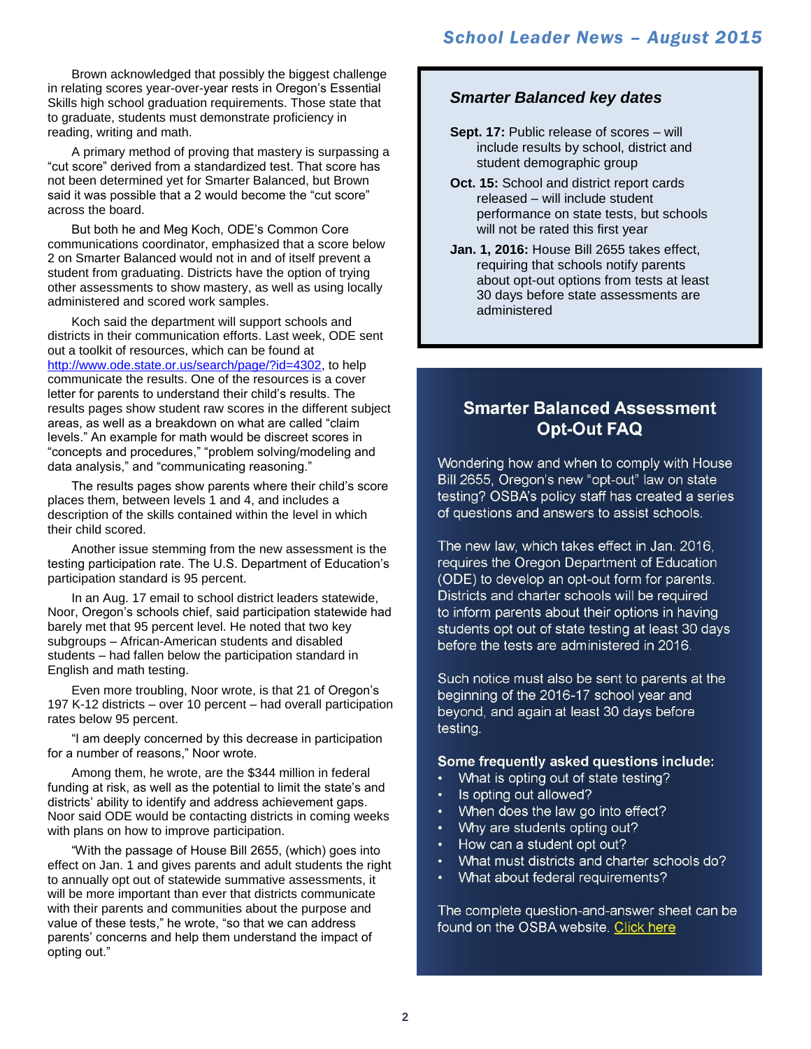Brown acknowledged that possibly the biggest challenge in relating scores year-over-year rests in Oregon's Essential Skills high school graduation requirements. Those state that to graduate, students must demonstrate proficiency in reading, writing and math.

A primary method of proving that mastery is surpassing a "cut score" derived from a standardized test. That score has not been determined yet for Smarter Balanced, but Brown said it was possible that a 2 would become the "cut score" across the board.

But both he and Meg Koch, ODE's Common Core communications coordinator, emphasized that a score below 2 on Smarter Balanced would not in and of itself prevent a student from graduating. Districts have the option of trying other assessments to show mastery, as well as using locally administered and scored work samples.

Koch said the department will support schools and districts in their communication efforts. Last week, ODE sent out a toolkit of resources, which can be found at [http://www.ode.state.or.us/search/page/?id=4302](http://www.ode.state.or.us/search/page/?id=4302), to help communicate the results. One of the resources is a cover letter for parents to understand their child's results. The results pages show student raw scores in the different subject areas, as well as a breakdown on what are called "claim levels." An example for math would be discreet scores in "concepts and procedures," "problem solving/modeling and data analysis," and "communicating reasoning."

The results pages show parents where their child's score places them, between levels 1 and 4, and includes a description of the skills contained within the level in which their child scored.

Another issue stemming from the new assessment is the testing participation rate. The U.S. Department of Education's participation standard is 95 percent.

In an Aug. 17 email to school district leaders statewide, Noor, Oregon's schools chief, said participation statewide had barely met that 95 percent level. He noted that two key subgroups – African-American students and disabled students – had fallen below the participation standard in English and math testing.

Even more troubling, Noor wrote, is that 21 of Oregon's 197 K-12 districts – over 10 percent – had overall participation rates below 95 percent.

"I am deeply concerned by this decrease in participation for a number of reasons," Noor wrote.

Among them, he wrote, are the $344 million in federal funding at risk, as well as the potential to limit the state's and districts' ability to identify and address achievement gaps. Noor said ODE would be contacting districts in coming weeks with plans on how to improve participation.

"With the passage of House Bill 2655, (which) goes into effect on Jan. 1 and gives parents and adult students the right to annually opt out of statewide summative assessments, it will be more important than ever that districts communicate with their parents and communities about the purpose and value of these tests," he wrote, "so that we can address parents' concerns and help them understand the impact of opting out."

### *Smarter Balanced key dates*

**Sept. 17:** Public release of scores – will include results by school, district and student demographic group

**Oct. 15:** School and district report cards released – will include student performance on state tests, but schools will not be rated this first year

**Jan. 1, 2016:** House Bill 2655 takes effect, requiring that schools notify parents about opt-out options from tests at least 30 days before state assessments are administered

## Smarter Balanced Assessment Opt-Out FAQ

Wondering how and when to comply with House Bill 2655, Oregon's new "opt-out" law on state testing? OSBA's policy staff has created a series of questions and answers to assist schools.

The new law, which takes effect in Jan. 2016, requires the Oregon Department of Education (ODE) to develop an opt-out form for parents. Districts and charter schools will be required to inform parents about their options in having students opt out of state testing at least 30 days before the tests are administered in 2016.

Such notice must also be sent to parents at the beginning of the 2016-17 school year and beyond, and again at least 30 days before testing.

**Some frequently asked questions include:**

- What is opting out of state testing?
- Is opting out allowed?
- When does the law go into effect?
- Why are students opting out?
- How can a student opt out?
- What must districts and charter schools do?
- What about federal requirements?

The complete question-and-answer sheet can be found on the OSBA website. Click here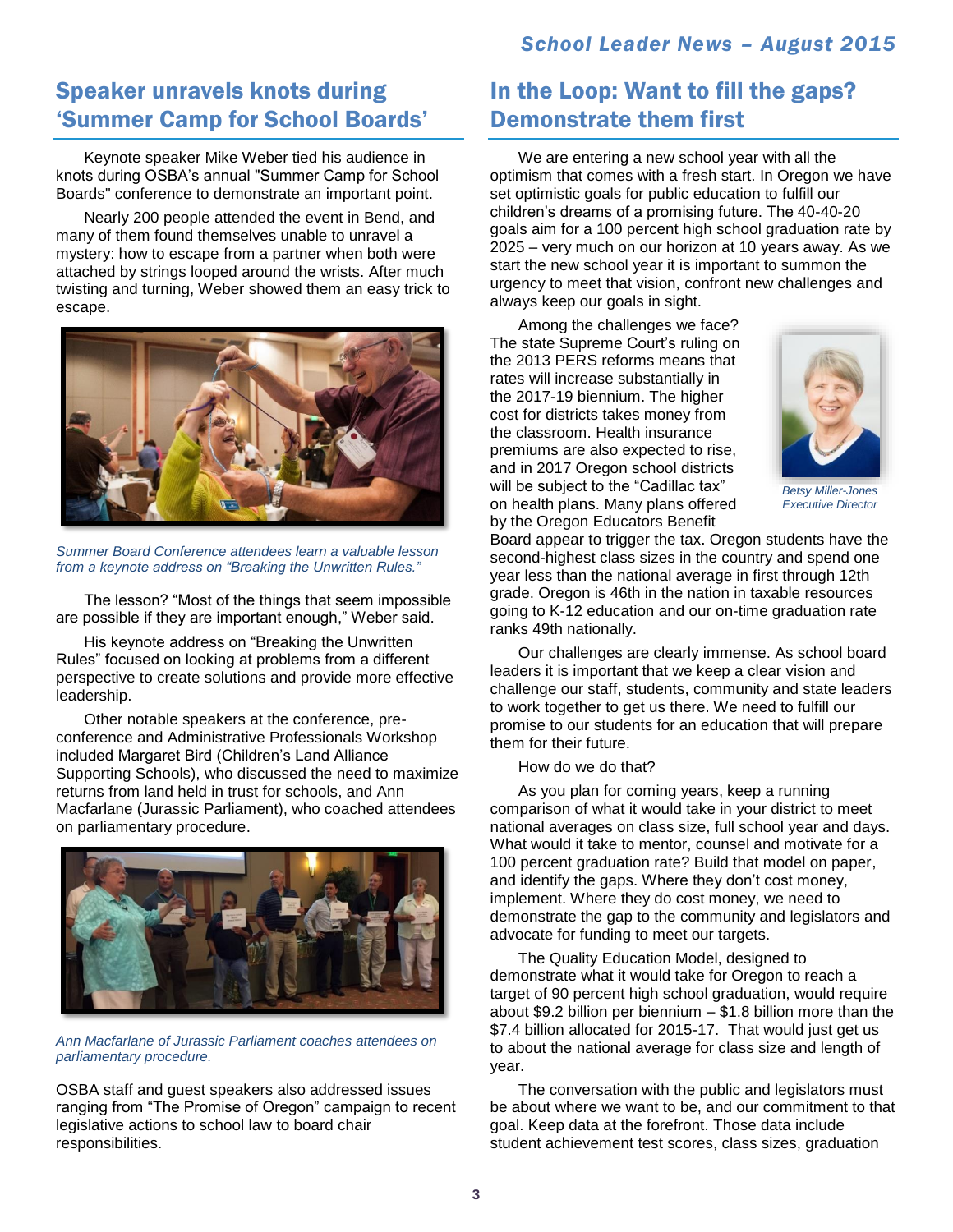## Speaker unravels knots during 'Summer Camp for School Boards'

Keynote speaker Mike Weber tied his audience in knots during OSBA's annual "Summer Camp for School Boards" conference to demonstrate an important point.

Nearly 200 people attended the event in Bend, and many of them found themselves unable to unravel a mystery: how to escape from a partner when both were attached by strings looped around the wrists. After much twisting and turning, Weber showed them an easy trick to escape.

*Summer Board Conference attendees learn a valuable lesson from a keynote address on "Breaking the Unwritten Rules."*

The lesson? "Most of the things that seem impossible are possible if they are important enough," Weber said.

His keynote address on "Breaking the Unwritten Rules" focused on looking at problems from a different perspective to create solutions and provide more effective leadership.

Other notable speakers at the conference, pre-conference and Administrative Professionals Workshop included Margaret Bird (Children's Land Alliance Supporting Schools), who discussed the need to maximize returns from land held in trust for schools, and Ann Macfarlane (Jurassic Parliament), who coached attendees on parliamentary procedure.

*Ann Macfarlane of Jurassic Parliament coaches attendees on parliamentary procedure.*

OSBA staff and guest speakers also addressed issues ranging from "The Promise of Oregon" campaign to recent legislative actions to school law to board chair responsibilities.

## In the Loop: Want to fill the gaps? Demonstrate them first

We are entering a new school year with all the optimism that comes with a fresh start. In Oregon we have set optimistic goals for public education to fulfill our children's dreams of a promising future. The 40-40-20 goals aim for a 100 percent high school graduation rate by 2025 – very much on our horizon at 10 years away. As we start the new school year it is important to summon the urgency to meet that vision, confront new challenges and always keep our goals in sight.

Among the challenges we face? The state Supreme Court's ruling on the 2013 PERS reforms means that rates will increase substantially in the 2017-19 biennium. The higher cost for districts takes money from the classroom. Health insurance premiums are also expected to rise, and in 2017 Oregon school districts will be subject to the "Cadillac tax" on health plans. Many plans offered by the Oregon Educators Benefit Board appear to trigger the tax. Oregon students have the second-highest class sizes in the country and spend one year less than the national average in first through 12th grade. Oregon is 46th in the nation in taxable resources going to K-12 education and our on-time graduation rate ranks 49th nationally.

*Betsy Miller-Jones*
*Executive Director*

Our challenges are clearly immense. As school board leaders it is important that we keep a clear vision and challenge our staff, students, community and state leaders to work together to get us there. We need to fulfill our promise to our students for an education that will prepare them for their future.

How do we do that?

As you plan for coming years, keep a running comparison of what it would take in your district to meet national averages on class size, full school year and days. What would it take to mentor, counsel and motivate for a 100 percent graduation rate? Build that model on paper, and identify the gaps. Where they don't cost money, implement. Where they do cost money, we need to demonstrate the gap to the community and legislators and advocate for funding to meet our targets.

The Quality Education Model, designed to demonstrate what it would take for Oregon to reach a target of 90 percent high school graduation, would require about $9.2 billion per biennium – $1.8 billion more than the $7.4 billion allocated for 2015-17. That would just get us to about the national average for class size and length of year.

The conversation with the public and legislators must be about where we want to be, and our commitment to that goal. Keep data at the forefront. Those data include student achievement test scores, class sizes, graduation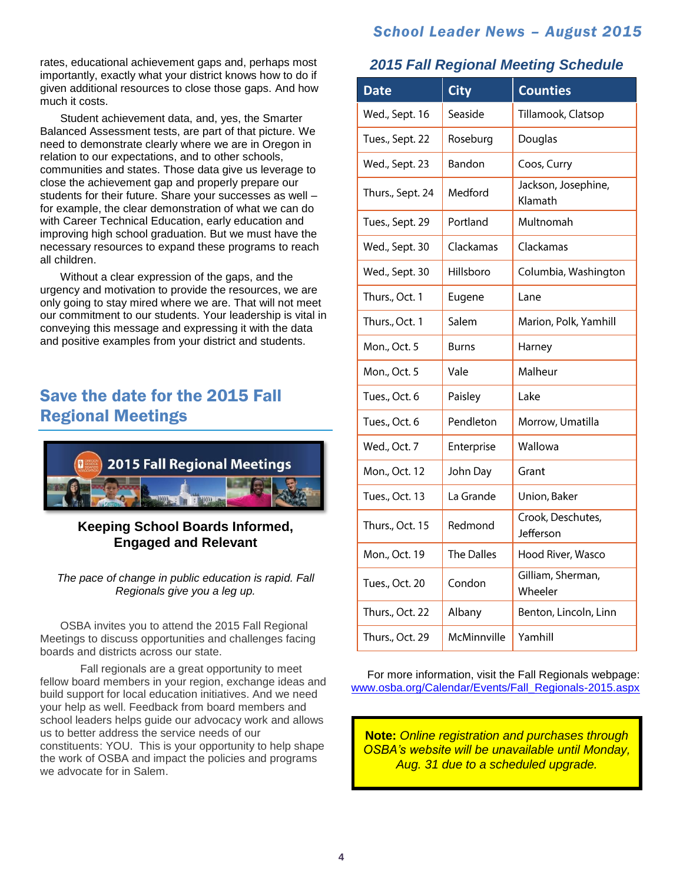rates, educational achievement gaps and, perhaps most importantly, exactly what your district knows how to do if given additional resources to close those gaps. And how much it costs.

Student achievement data, and, yes, the Smarter Balanced Assessment tests, are part of that picture. We need to demonstrate clearly where we are in Oregon in relation to our expectations, and to other schools, communities and states. Those data give us leverage to close the achievement gap and properly prepare our students for their future. Share your successes as well – for example, the clear demonstration of what we can do with Career Technical Education, early education and improving high school graduation. But we must have the necessary resources to expand these programs to reach all children.

Without a clear expression of the gaps, and the urgency and motivation to provide the resources, we are only going to stay mired where we are. That will not meet our commitment to our students. Your leadership is vital in conveying this message and expressing it with the data and positive examples from your district and students.

## Save the date for the 2015 Fall Regional Meetings

2015 Fall Regional Meetings

**Keeping School Boards Informed, Engaged and Relevant**

*The pace of change in public education is rapid. Fall Regionals give you a leg up.*

OSBA invites you to attend the 2015 Fall Regional Meetings to discuss opportunities and challenges facing boards and districts across our state.

Fall regionals are a great opportunity to meet fellow board members in your region, exchange ideas and build support for local education initiatives. And we need your help as well. Feedback from board members and school leaders helps guide our advocacy work and allows us to better address the service needs of our constituents: YOU. This is your opportunity to help shape the work of OSBA and impact the policies and programs we advocate for in Salem.

### 2015 Fall Regional Meeting Schedule

| Date | City | Counties |
|---|---|---|
| Wed., Sept. 16 | Seaside | Tillamook, Clatsop |
| Tues., Sept. 22 | Roseburg | Douglas |
| Wed., Sept. 23 | Bandon | Coos, Curry |
| Thurs., Sept. 24 | Medford | Jackson, Josephine, Klamath |
| Tues., Sept. 29 | Portland | Multnomah |
| Wed., Sept. 30 | Clackamas | Clackamas |
| Wed., Sept. 30 | Hillsboro | Columbia, Washington |
| Thurs., Oct. 1 | Eugene | Lane |
| Thurs., Oct. 1 | Salem | Marion, Polk, Yamhill |
| Mon., Oct. 5 | Burns | Harney |
| Mon., Oct. 5 | Vale | Malheur |
| Tues., Oct. 6 | Paisley | Lake |
| Tues., Oct. 6 | Pendleton | Morrow, Umatilla |
| Wed., Oct. 7 | Enterprise | Wallowa |
| Mon., Oct. 12 | John Day | Grant |
| Tues., Oct. 13 | La Grande | Union, Baker |
| Thurs., Oct. 15 | Redmond | Crook, Deschutes, Jefferson |
| Mon., Oct. 19 | The Dalles | Hood River, Wasco |
| Tues., Oct. 20 | Condon | Gilliam, Sherman, Wheeler |
| Thurs., Oct. 22 | Albany | Benton, Lincoln, Linn |
| Thurs., Oct. 29 | McMinnville | Yamhill |

For more information, visit the Fall Regionals webpage: www.osba.org/Calendar/Events/Fall_Regionals-2015.aspx

**Note:** *Online registration and purchases through OSBA's website will be unavailable until Monday, Aug. 31 due to a scheduled upgrade.*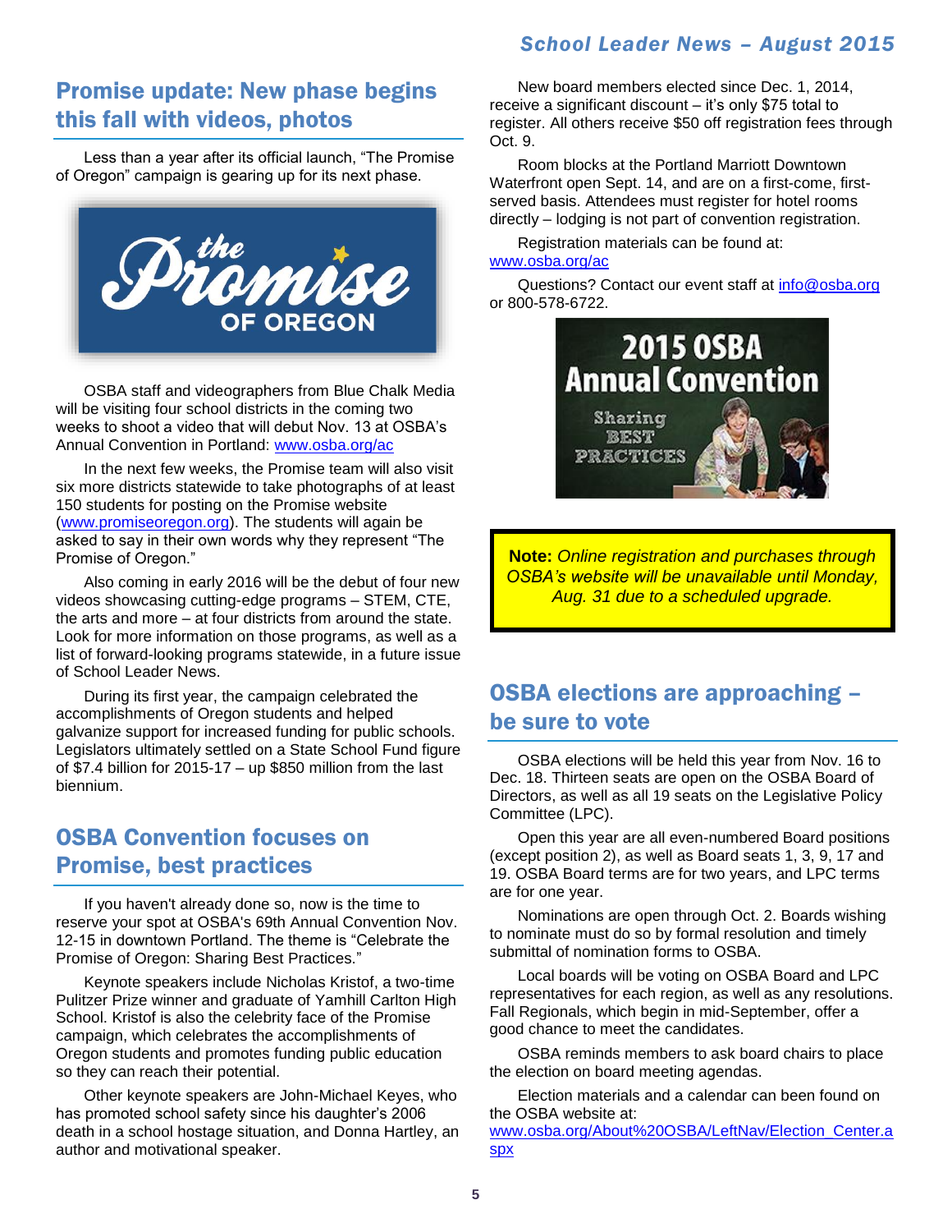## Promise update: New phase begins this fall with videos, photos

Less than a year after its official launch, "The Promise of Oregon" campaign is gearing up for its next phase.

OSBA staff and videographers from Blue Chalk Media will be visiting four school districts in the coming two weeks to shoot a video that will debut Nov. 13 at OSBA's Annual Convention in Portland: www.osba.org/ac

In the next few weeks, the Promise team will also visit six more districts statewide to take photographs of at least 150 students for posting on the Promise website (www.promiseoregon.org). The students will again be asked to say in their own words why they represent "The Promise of Oregon."

Also coming in early 2016 will be the debut of four new videos showcasing cutting-edge programs – STEM, CTE, the arts and more – at four districts from around the state. Look for more information on those programs, as well as a list of forward-looking programs statewide, in a future issue of School Leader News.

During its first year, the campaign celebrated the accomplishments of Oregon students and helped galvanize support for increased funding for public schools. Legislators ultimately settled on a State School Fund figure of $7.4 billion for 2015-17 – up $850 million from the last biennium.

## OSBA Convention focuses on Promise, best practices

If you haven't already done so, now is the time to reserve your spot at OSBA's 69th Annual Convention Nov. 12-15 in downtown Portland. The theme is "Celebrate the Promise of Oregon: Sharing Best Practices."

Keynote speakers include Nicholas Kristof, a two-time Pulitzer Prize winner and graduate of Yamhill Carlton High School. Kristof is also the celebrity face of the Promise campaign, which celebrates the accomplishments of Oregon students and promotes funding public education so they can reach their potential.

Other keynote speakers are John-Michael Keyes, who has promoted school safety since his daughter's 2006 death in a school hostage situation, and Donna Hartley, an author and motivational speaker.

New board members elected since Dec. 1, 2014, receive a significant discount – it's only $75 total to register. All others receive $50 off registration fees through Oct. 9.

Room blocks at the Portland Marriott Downtown Waterfront open Sept. 14, and are on a first-come, first-served basis. Attendees must register for hotel rooms directly – lodging is not part of convention registration.

Registration materials can be found at: www.osba.org/ac

Questions? Contact our event staff at info@osba.org or 800-578-6722.

**Note:** *Online registration and purchases through OSBA's website will be unavailable until Monday, Aug. 31 due to a scheduled upgrade.*

## OSBA elections are approaching – be sure to vote

OSBA elections will be held this year from Nov. 16 to Dec. 18. Thirteen seats are open on the OSBA Board of Directors, as well as all 19 seats on the Legislative Policy Committee (LPC).

Open this year are all even-numbered Board positions (except position 2), as well as Board seats 1, 3, 9, 17 and 19. OSBA Board terms are for two years, and LPC terms are for one year.

Nominations are open through Oct. 2. Boards wishing to nominate must do so by formal resolution and timely submittal of nomination forms to OSBA.

Local boards will be voting on OSBA Board and LPC representatives for each region, as well as any resolutions. Fall Regionals, which begin in mid-September, offer a good chance to meet the candidates.

OSBA reminds members to ask board chairs to place the election on board meeting agendas.

Election materials and a calendar can been found on the OSBA website at: www.osba.org/About%20OSBA/LeftNav/Election_Center.aspx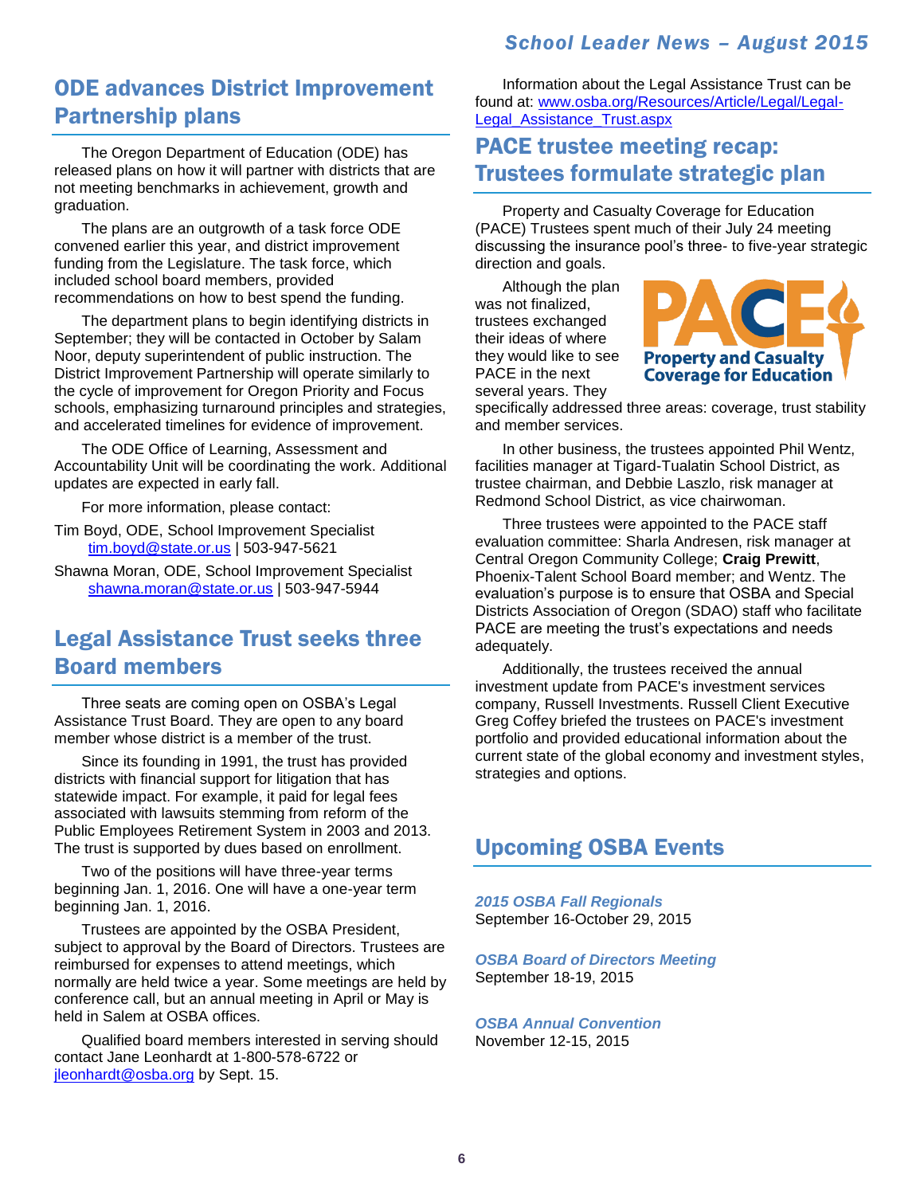## ODE advances District Improvement Partnership plans

The Oregon Department of Education (ODE) has released plans on how it will partner with districts that are not meeting benchmarks in achievement, growth and graduation.

The plans are an outgrowth of a task force ODE convened earlier this year, and district improvement funding from the Legislature. The task force, which included school board members, provided recommendations on how to best spend the funding.

The department plans to begin identifying districts in September; they will be contacted in October by Salam Noor, deputy superintendent of public instruction. The District Improvement Partnership will operate similarly to the cycle of improvement for Oregon Priority and Focus schools, emphasizing turnaround principles and strategies, and accelerated timelines for evidence of improvement.

The ODE Office of Learning, Assessment and Accountability Unit will be coordinating the work. Additional updates are expected in early fall.

For more information, please contact:

Tim Boyd, ODE, School Improvement Specialist
tim.boyd@state.or.us | 503-947-5621

Shawna Moran, ODE, School Improvement Specialist
shawna.moran@state.or.us | 503-947-5944

## Legal Assistance Trust seeks three Board members

Three seats are coming open on OSBA's Legal Assistance Trust Board. They are open to any board member whose district is a member of the trust.

Since its founding in 1991, the trust has provided districts with financial support for litigation that has statewide impact. For example, it paid for legal fees associated with lawsuits stemming from reform of the Public Employees Retirement System in 2003 and 2013. The trust is supported by dues based on enrollment.

Two of the positions will have three-year terms beginning Jan. 1, 2016. One will have a one-year term beginning Jan. 1, 2016.

Trustees are appointed by the OSBA President, subject to approval by the Board of Directors. Trustees are reimbursed for expenses to attend meetings, which normally are held twice a year. Some meetings are held by conference call, but an annual meeting in April or May is held in Salem at OSBA offices.

Qualified board members interested in serving should contact Jane Leonhardt at 1-800-578-6722 or jleonhardt@osba.org by Sept. 15.

Information about the Legal Assistance Trust can be found at: www.osba.org/Resources/Article/Legal/Legal-Legal_Assistance_Trust.aspx

## PACE trustee meeting recap: Trustees formulate strategic plan

Property and Casualty Coverage for Education (PACE) Trustees spent much of their July 24 meeting discussing the insurance pool's three- to five-year strategic direction and goals.

Although the plan was not finalized, trustees exchanged their ideas of where they would like to see PACE in the next several years. They specifically addressed three areas: coverage, trust stability and member services.

In other business, the trustees appointed Phil Wentz, facilities manager at Tigard-Tualatin School District, as trustee chairman, and Debbie Laszlo, risk manager at Redmond School District, as vice chairwoman.

Three trustees were appointed to the PACE staff evaluation committee: Sharla Andresen, risk manager at Central Oregon Community College; **Craig Prewitt**, Phoenix-Talent School Board member; and Wentz. The evaluation's purpose is to ensure that OSBA and Special Districts Association of Oregon (SDAO) staff who facilitate PACE are meeting the trust's expectations and needs adequately.

Additionally, the trustees received the annual investment update from PACE's investment services company, Russell Investments. Russell Client Executive Greg Coffey briefed the trustees on PACE's investment portfolio and provided educational information about the current state of the global economy and investment styles, strategies and options.

## Upcoming OSBA Events

*2015 OSBA Fall Regionals*
September 16-October 29, 2015

*OSBA Board of Directors Meeting*
September 18-19, 2015

*OSBA Annual Convention*
November 12-15, 2015